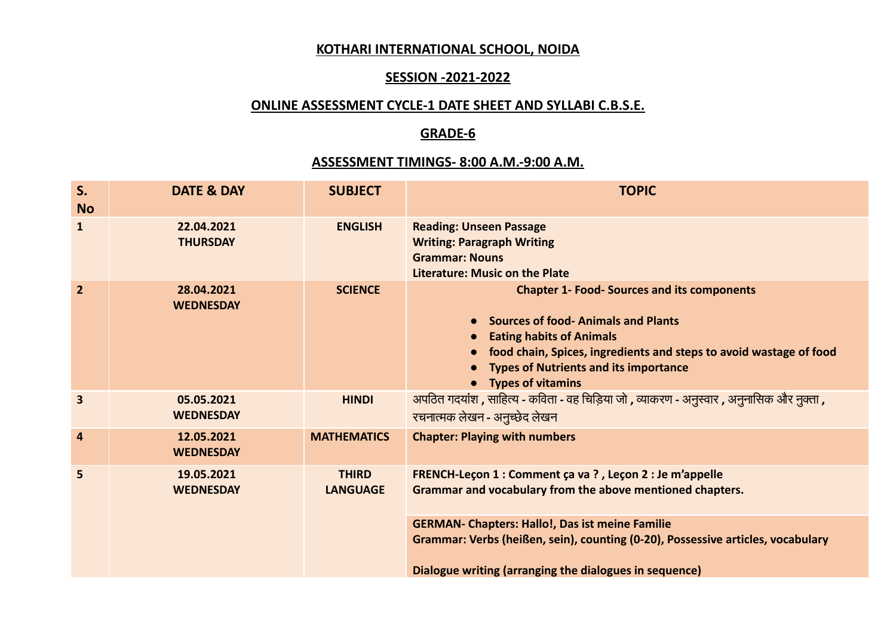**KOTHARI INTERNATIONAL SCHOOL, NOIDA**

**SESSION -2021-2022**

**ONLINE ASSESSMENT CYCLE-1 DATE SHEET AND SYLLABI C.B.S.E.**

**GRADE-6**

**ASSESSMENT TIMINGS- 8:00 A.M.-9:00 A.M.**

| S. No | DATE & DAY | SUBJECT | TOPIC |
|---|---|---|---|
| 1 | 22.04.2021 THURSDAY | ENGLISH | Reading: Unseen Passage<br>Writing: Paragraph Writing<br>Grammar: Nouns<br>Literature: Music on the Plate |
| 2 | 28.04.2021 WEDNESDAY | SCIENCE | Chapter 1- Food- Sources and its components<br>• Sources of food- Animals and Plants<br>• Eating habits of Animals<br>• food chain, Spices, ingredients and steps to avoid wastage of food<br>• Types of Nutrients and its importance<br>• Types of vitamins |
| 3 | 05.05.2021 WEDNESDAY | HINDI | अपठित गदयांश , साहित्य - कविता - वह चिड़िया जो , व्याकरण - अनुस्वार , अनुनासिक और नुक्ता , रचनात्मक लेखन - अनुच्छेद लेखन |
| 4 | 12.05.2021 WEDNESDAY | MATHEMATICS | Chapter: Playing with numbers |
| 5 | 19.05.2021 WEDNESDAY | THIRD LANGUAGE | FRENCH-Leçon 1 : Comment ça va ? , Leçon 2 : Je m'appelle<br>Grammar and vocabulary from the above mentioned chapters. |
| | | | GERMAN- Chapters: Hallo!, Das ist meine Familie<br>Grammar: Verbs (heißen, sein), counting (0-20), Possessive articles, vocabulary<br>Dialogue writing (arranging the dialogues in sequence) |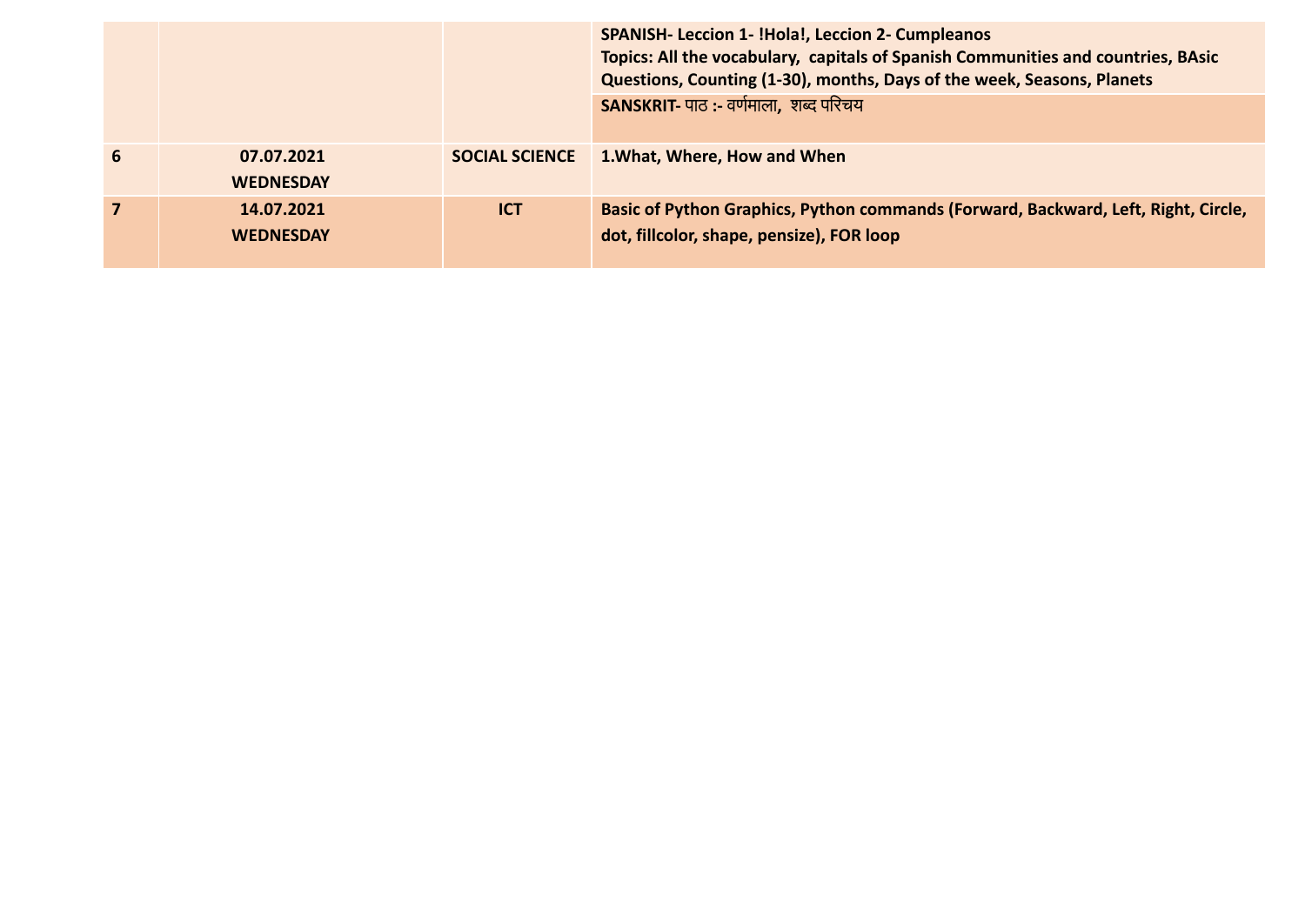| | | | |
|---|---|---|---|
| | | | **SPANISH- Leccion 1- !Hola!, Leccion 2- Cumpleanos**<br>**Topics: All the vocabulary, capitals of Spanish Communities and countries, BAsic Questions, Counting (1-30), months, Days of the week, Seasons, Planets**<br>**SANSKRIT-** पाठ :- वर्णमाला, शब्द परिचय |
| **6** | **07.07.2021**<br>**WEDNESDAY** | **SOCIAL SCIENCE** | **1.What, Where, How and When** |
| **7** | **14.07.2021**<br>**WEDNESDAY** | **ICT** | **Basic of Python Graphics, Python commands (Forward, Backward, Left, Right, Circle, dot, fillcolor, shape, pensize), FOR loop** |